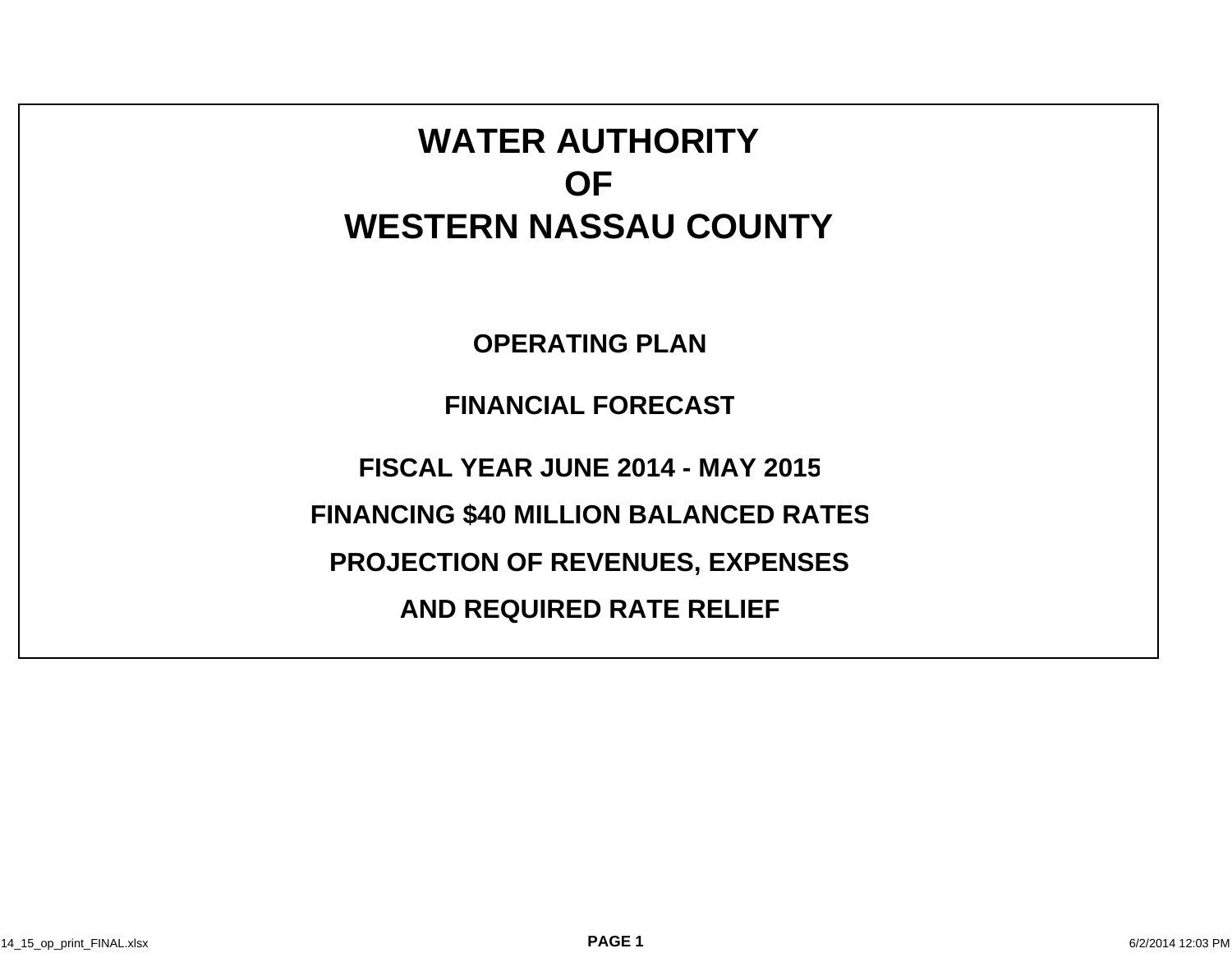# WATER AUTHORITY
# OF
# WESTERN NASSAU COUNTY

**OPERATING PLAN**

**FINANCIAL FORECAST**

**FISCAL YEAR JUNE 2014 - MAY 2015**

**FINANCING $40 MILLION BALANCED RATES**

**PROJECTION OF REVENUES, EXPENSES**

**AND REQUIRED RATE RELIEF**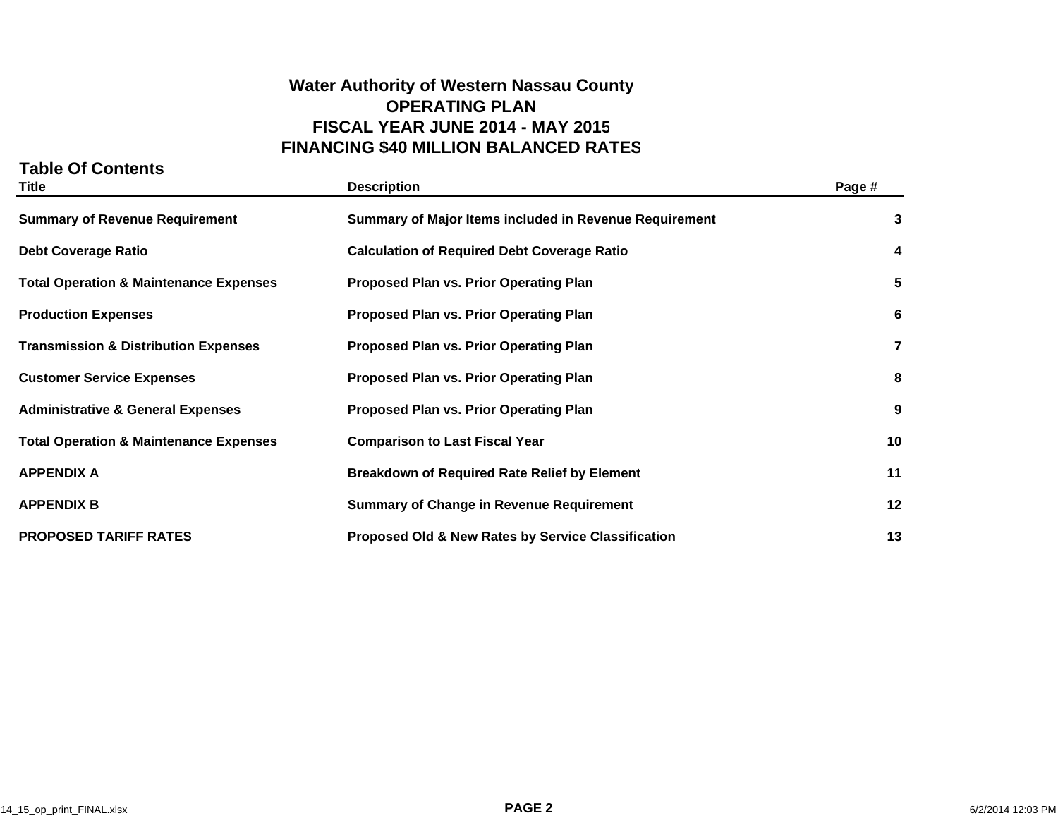# Water Authority of Western Nassau County
## OPERATING PLAN
## FISCAL YEAR JUNE 2014 - MAY 2015
## FINANCING $40 MILLION BALANCED RATES

### Table Of Contents

| Title | Description | Page # |
|---|---|---|
| **Summary of Revenue Requirement** | **Summary of Major Items included in Revenue Requirement** | **3** |
| **Debt Coverage Ratio** | **Calculation of Required Debt Coverage Ratio** | **4** |
| **Total Operation & Maintenance Expenses** | **Proposed Plan vs. Prior Operating Plan** | **5** |
| **Production Expenses** | **Proposed Plan vs. Prior Operating Plan** | **6** |
| **Transmission & Distribution Expenses** | **Proposed Plan vs. Prior Operating Plan** | **7** |
| **Customer Service Expenses** | **Proposed Plan vs. Prior Operating Plan** | **8** |
| **Administrative & General Expenses** | **Proposed Plan vs. Prior Operating Plan** | **9** |
| **Total Operation & Maintenance Expenses** | **Comparison to Last Fiscal Year** | **10** |
| **APPENDIX A** | **Breakdown of Required Rate Relief by Element** | **11** |
| **APPENDIX B** | **Summary of Change in Revenue Requirement** | **12** |
| **PROPOSED TARIFF RATES** | **Proposed Old & New Rates by Service Classification** | **13** |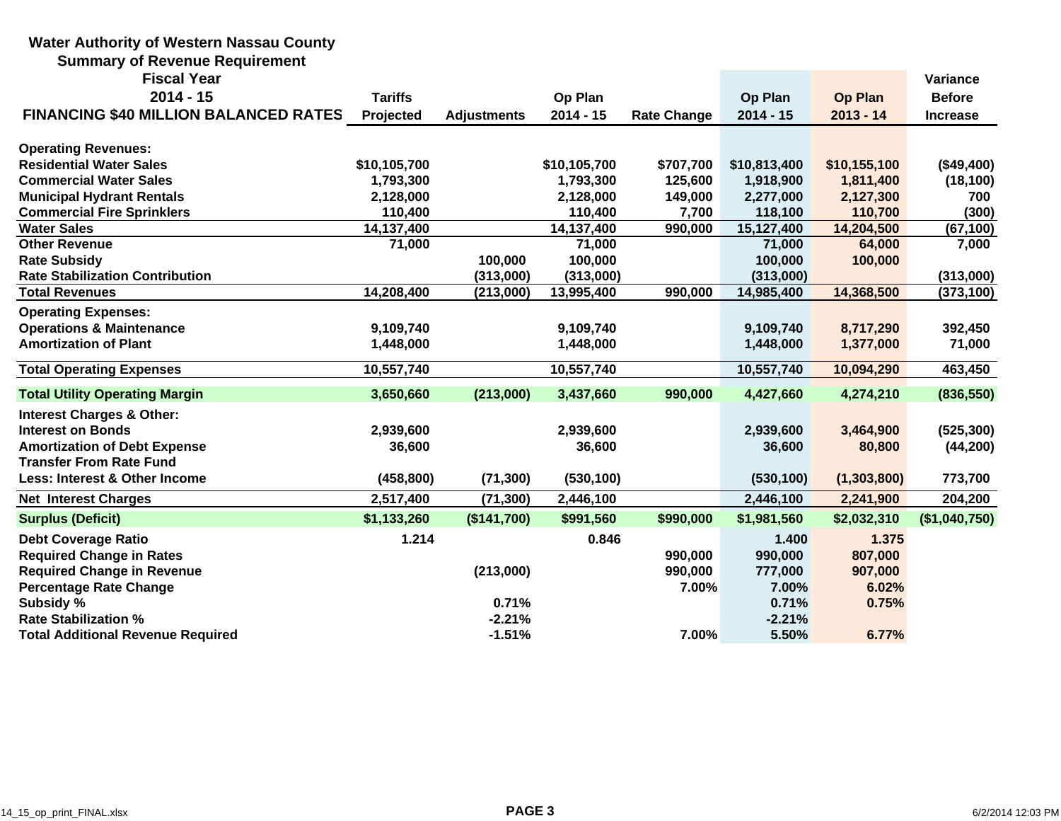**Water Authority of Western Nassau County**
**Summary of Revenue Requirement**
**Fiscal Year**
**2014 - 15**
**FINANCING $40 MILLION BALANCED RATES**

| | Tariffs Projected | Adjustments | Op Plan 2014 - 15 | Rate Change | Op Plan 2014 - 15 | Op Plan 2013 - 14 | Variance Before Increase |
|---|---|---|---|---|---|---|---|
| **Operating Revenues:** | | | | | | | |
| Residential Water Sales | $10,105,700 | | $10,105,700 | $707,700 | $10,813,400 | $10,155,100 | ($49,400) |
| Commercial Water Sales | 1,793,300 | | 1,793,300 | 125,600 | 1,918,900 | 1,811,400 | (18,100) |
| Municipal Hydrant Rentals | 2,128,000 | | 2,128,000 | 149,000 | 2,277,000 | 2,127,300 | 700 |
| Commercial Fire Sprinklers | 110,400 | | 110,400 | 7,700 | 118,100 | 110,700 | (300) |
| Water Sales | 14,137,400 | | 14,137,400 | 990,000 | 15,127,400 | 14,204,500 | (67,100) |
| Other Revenue | 71,000 | | 71,000 | | 71,000 | 64,000 | 7,000 |
| Rate Subsidy | | 100,000 | 100,000 | | 100,000 | 100,000 | |
| Rate Stabilization Contribution | | (313,000) | (313,000) | | (313,000) | | (313,000) |
| Total Revenues | 14,208,400 | (213,000) | 13,995,400 | 990,000 | 14,985,400 | 14,368,500 | (373,100) |
| **Operating Expenses:** | | | | | | | |
| Operations & Maintenance | 9,109,740 | | 9,109,740 | | 9,109,740 | 8,717,290 | 392,450 |
| Amortization of Plant | 1,448,000 | | 1,448,000 | | 1,448,000 | 1,377,000 | 71,000 |
| Total Operating Expenses | 10,557,740 | | 10,557,740 | | 10,557,740 | 10,094,290 | 463,450 |
| **Total Utility Operating Margin** | 3,650,660 | (213,000) | 3,437,660 | 990,000 | 4,427,660 | 4,274,210 | (836,550) |
| **Interest Charges & Other:** | | | | | | | |
| Interest on Bonds | 2,939,600 | | 2,939,600 | | 2,939,600 | 3,464,900 | (525,300) |
| Amortization of Debt Expense | 36,600 | | 36,600 | | 36,600 | 80,800 | (44,200) |
| Transfer From Rate Fund | | | | | | | |
| Less: Interest & Other Income | (458,800) | (71,300) | (530,100) | | (530,100) | (1,303,800) | 773,700 |
| Net Interest Charges | 2,517,400 | (71,300) | 2,446,100 | | 2,446,100 | 2,241,900 | 204,200 |
| **Surplus (Deficit)** | $1,133,260 | ($141,700) | $991,560 | $990,000 | $1,981,560 | $2,032,310 | ($1,040,750) |
| Debt Coverage Ratio | 1.214 | | 0.846 | | 1.400 | 1.375 | |
| Required Change in Rates | | | | 990,000 | 990,000 | 807,000 | |
| Required Change in Revenue | | (213,000) | | 990,000 | 777,000 | 907,000 | |
| Percentage Rate Change | | | | 7.00% | 7.00% | 6.02% | |
| Subsidy % | | 0.71% | | | 0.71% | 0.75% | |
| Rate Stabilization % | | -2.21% | | | -2.21% | | |
| Total Additional Revenue Required | | -1.51% | | 7.00% | 5.50% | 6.77% | |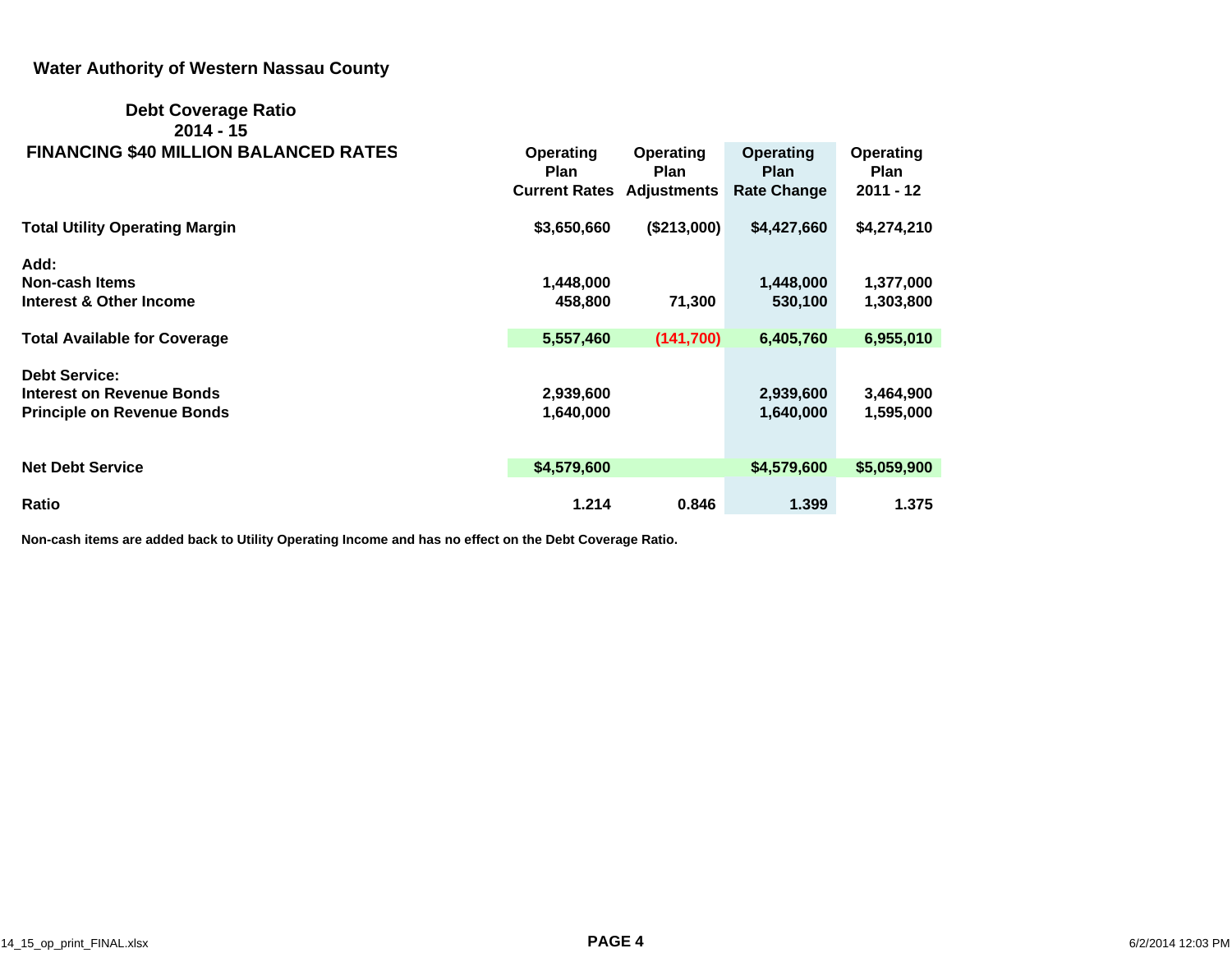**Water Authority of Western Nassau County**

**Debt Coverage Ratio**
**2014 - 15**
**FINANCING $40 MILLION BALANCED RATES**

| | Operating Plan Current Rates | Operating Plan Adjustments | Operating Plan Rate Change | Operating Plan 2011 - 12 |
|---|---|---|---|---|
| **Total Utility Operating Margin** | $3,650,660 | ($213,000) | $4,427,660 | $4,274,210 |
| **Add:** | | | | |
| Non-cash Items | 1,448,000 | | 1,448,000 | 1,377,000 |
| Interest & Other Income | 458,800 | 71,300 | 530,100 | 1,303,800 |
| **Total Available for Coverage** | 5,557,460 | (141,700) | 6,405,760 | 6,955,010 |
| **Debt Service:** | | | | |
| Interest on Revenue Bonds | 2,939,600 | | 2,939,600 | 3,464,900 |
| Principle on Revenue Bonds | 1,640,000 | | 1,640,000 | 1,595,000 |
| **Net Debt Service** | $4,579,600 | | $4,579,600 | $5,059,900 |
| **Ratio** | 1.214 | 0.846 | 1.399 | 1.375 |

Non-cash items are added back to Utility Operating Income and has no effect on the Debt Coverage Ratio.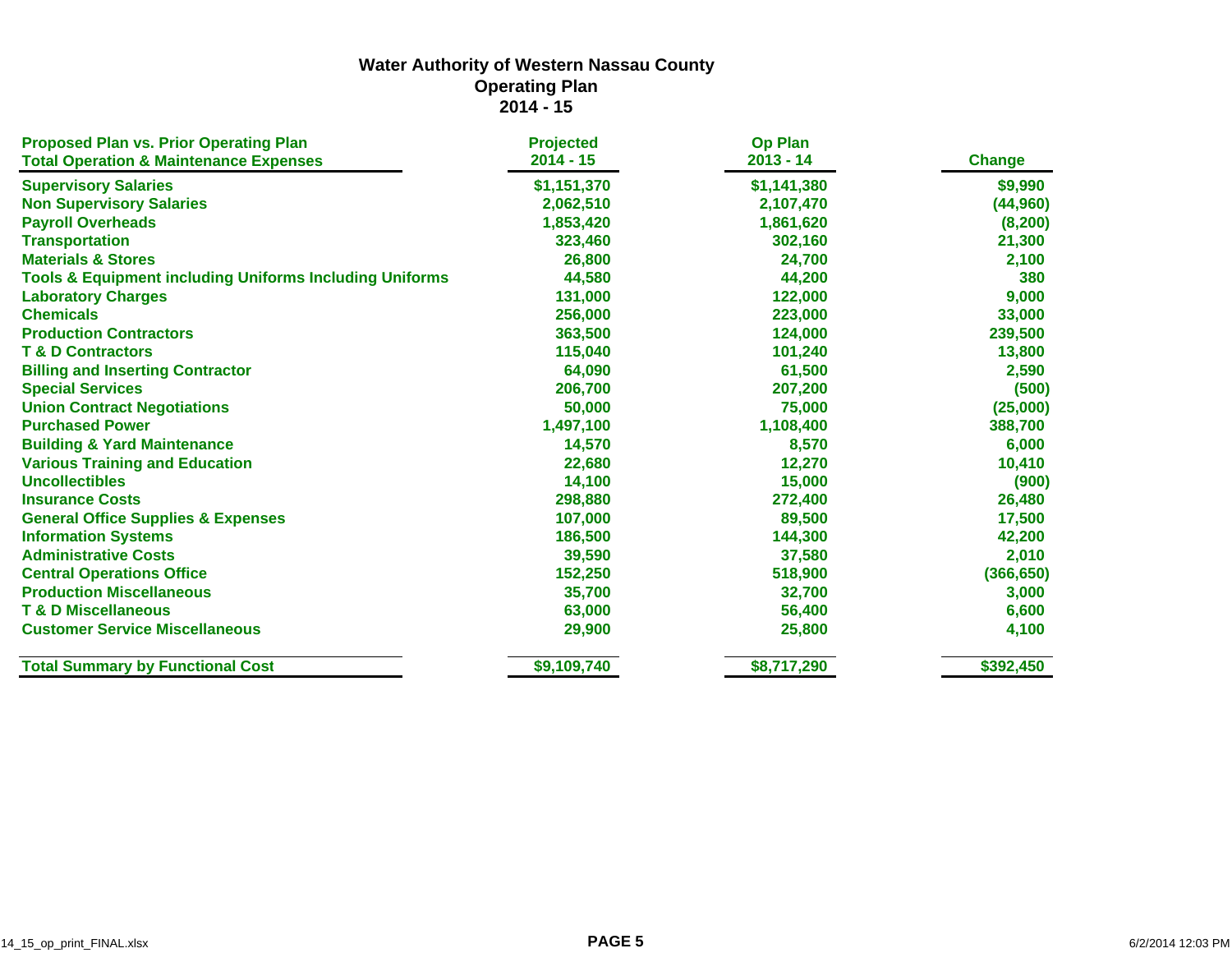# Water Authority of Western Nassau County
## Operating Plan
## 2014 - 15

| Proposed Plan vs. Prior Operating Plan<br>Total Operation & Maintenance Expenses | Projected<br>2014 - 15 | Op Plan<br>2013 - 14 | Change |
|---|---|---|---|
| Supervisory Salaries | $1,151,370 | $1,141,380 | $9,990 |
| Non Supervisory Salaries | 2,062,510 | 2,107,470 | (44,960) |
| Payroll Overheads | 1,853,420 | 1,861,620 | (8,200) |
| Transportation | 323,460 | 302,160 | 21,300 |
| Materials & Stores | 26,800 | 24,700 | 2,100 |
| Tools & Equipment including Uniforms Including Uniforms | 44,580 | 44,200 | 380 |
| Laboratory Charges | 131,000 | 122,000 | 9,000 |
| Chemicals | 256,000 | 223,000 | 33,000 |
| Production Contractors | 363,500 | 124,000 | 239,500 |
| T & D Contractors | 115,040 | 101,240 | 13,800 |
| Billing and Inserting Contractor | 64,090 | 61,500 | 2,590 |
| Special Services | 206,700 | 207,200 | (500) |
| Union Contract Negotiations | 50,000 | 75,000 | (25,000) |
| Purchased Power | 1,497,100 | 1,108,400 | 388,700 |
| Building & Yard Maintenance | 14,570 | 8,570 | 6,000 |
| Various Training and Education | 22,680 | 12,270 | 10,410 |
| Uncollectibles | 14,100 | 15,000 | (900) |
| Insurance Costs | 298,880 | 272,400 | 26,480 |
| General Office Supplies & Expenses | 107,000 | 89,500 | 17,500 |
| Information Systems | 186,500 | 144,300 | 42,200 |
| Administrative Costs | 39,590 | 37,580 | 2,010 |
| Central Operations Office | 152,250 | 518,900 | (366,650) |
| Production Miscellaneous | 35,700 | 32,700 | 3,000 |
| T & D Miscellaneous | 63,000 | 56,400 | 6,600 |
| Customer Service Miscellaneous | 29,900 | 25,800 | 4,100 |
| **Total Summary by Functional Cost** | **$9,109,740** | **$8,717,290** | **$392,450** |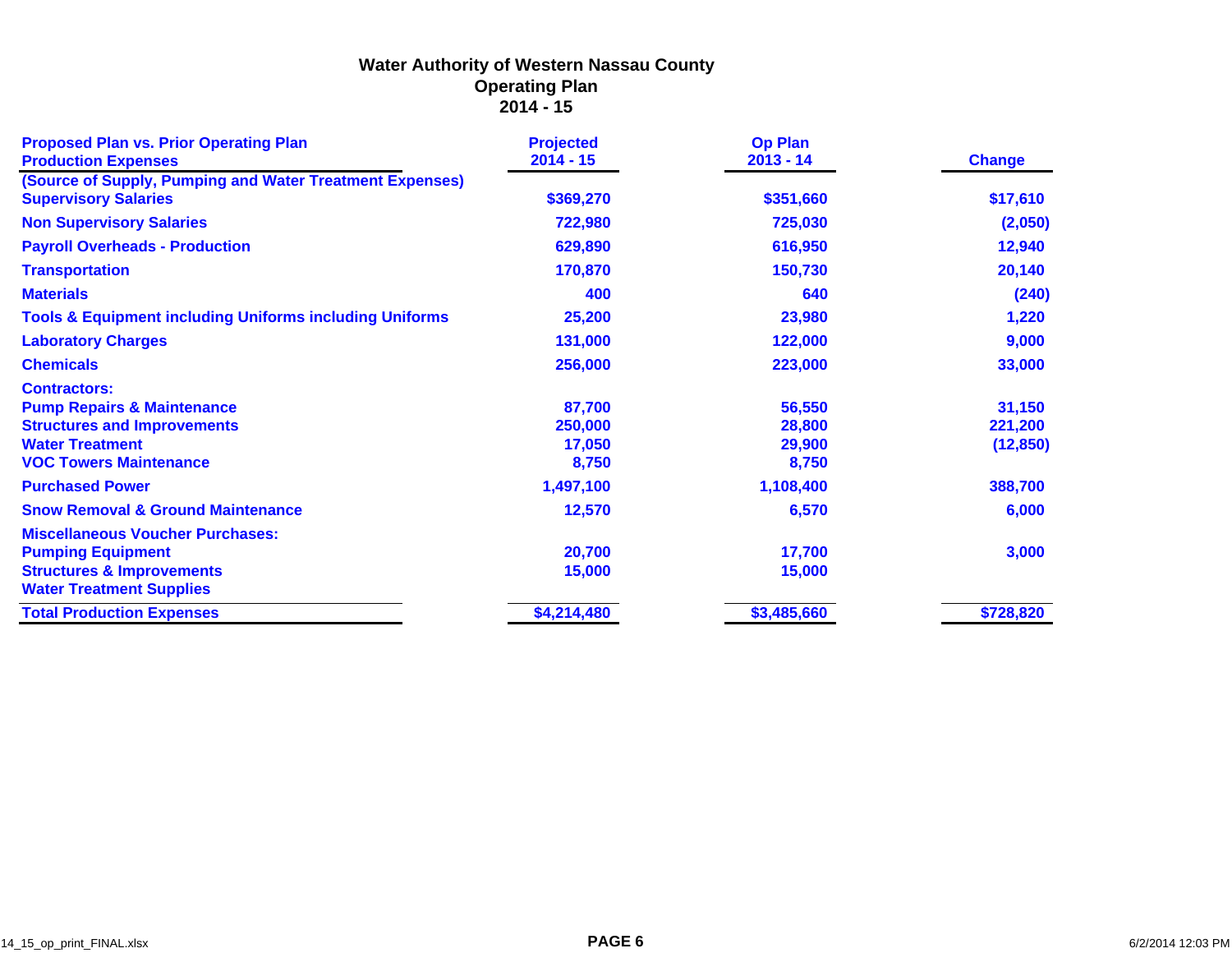# Water Authority of Western Nassau County
## Operating Plan
## 2014 - 15

| Proposed Plan vs. Prior Operating Plan Production Expenses | Projected 2014 - 15 | Op Plan 2013 - 14 | Change |
|---|---|---|---|
| (Source of Supply, Pumping and Water Treatment Expenses) | | | |
| Supervisory Salaries | $369,270 | $351,660 | $17,610 |
| Non Supervisory Salaries | 722,980 | 725,030 | (2,050) |
| Payroll Overheads - Production | 629,890 | 616,950 | 12,940 |
| Transportation | 170,870 | 150,730 | 20,140 |
| Materials | 400 | 640 | (240) |
| Tools & Equipment including Uniforms including Uniforms | 25,200 | 23,980 | 1,220 |
| Laboratory Charges | 131,000 | 122,000 | 9,000 |
| Chemicals | 256,000 | 223,000 | 33,000 |
| Contractors: | | | |
| Pump Repairs & Maintenance | 87,700 | 56,550 | 31,150 |
| Structures and Improvements | 250,000 | 28,800 | 221,200 |
| Water Treatment | 17,050 | 29,900 | (12,850) |
| VOC Towers Maintenance | 8,750 | 8,750 | |
| Purchased Power | 1,497,100 | 1,108,400 | 388,700 |
| Snow Removal & Ground Maintenance | 12,570 | 6,570 | 6,000 |
| Miscellaneous Voucher Purchases: | | | |
| Pumping Equipment | 20,700 | 17,700 | 3,000 |
| Structures & Improvements | 15,000 | 15,000 | |
| Water Treatment Supplies | | | |
| **Total Production Expenses** | **$4,214,480** | **$3,485,660** | **$728,820** |

14_15_op_print_FINAL.xlsx

6/2/2014 12:03 PM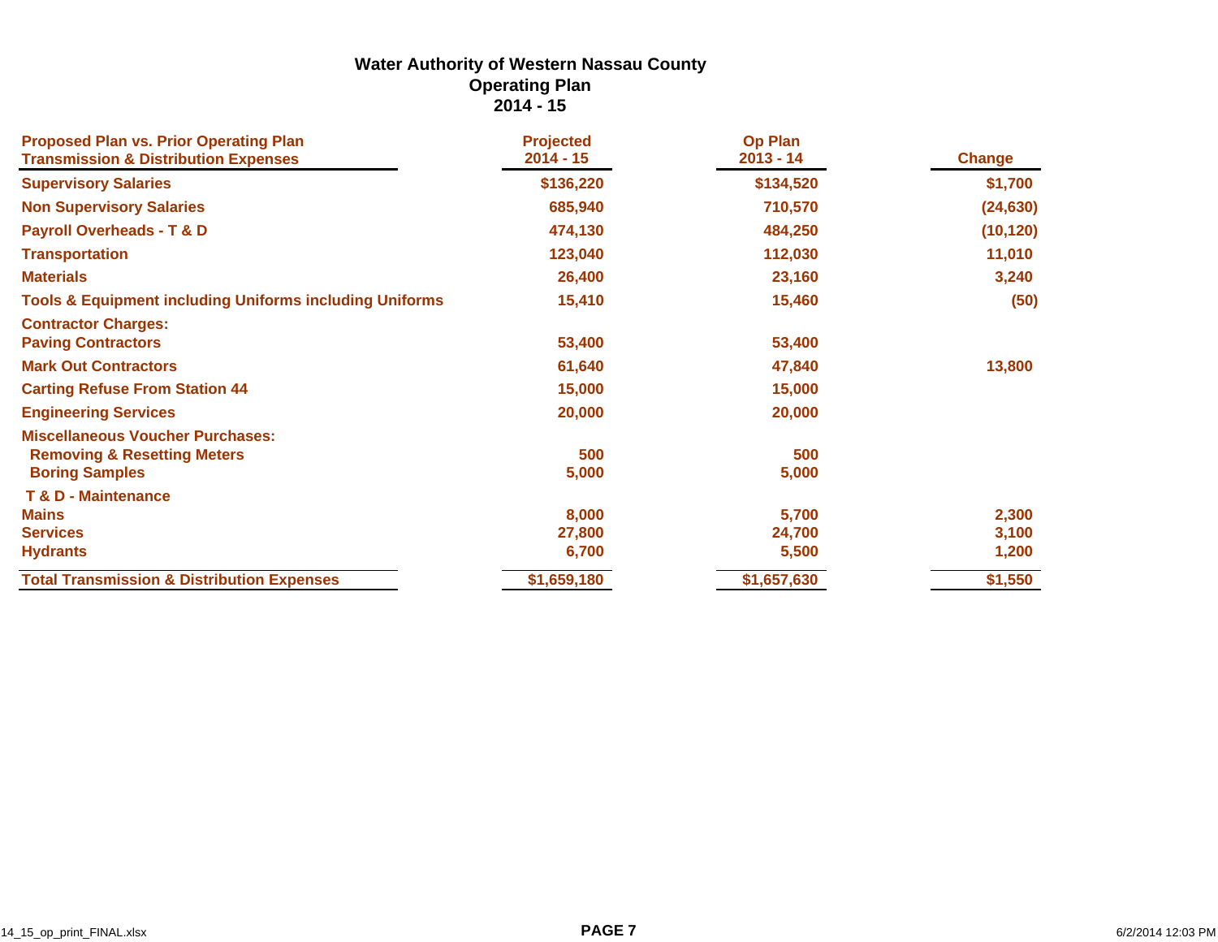# Water Authority of Western Nassau County
## Operating Plan
## 2014 - 15

| Proposed Plan vs. Prior Operating Plan<br>Transmission & Distribution Expenses | Projected<br>2014 - 15 | Op Plan<br>2013 - 14 | Change |
|---|---|---|---|
| **Supervisory Salaries** | $136,220 | $134,520 | $1,700 |
| **Non Supervisory Salaries** | 685,940 | 710,570 | (24,630) |
| **Payroll Overheads - T & D** | 474,130 | 484,250 | (10,120) |
| **Transportation** | 123,040 | 112,030 | 11,010 |
| **Materials** | 26,400 | 23,160 | 3,240 |
| **Tools & Equipment including Uniforms including Uniforms** | 15,410 | 15,460 | (50) |
| **Contractor Charges:** | | | |
| **Paving Contractors** | 53,400 | 53,400 | |
| **Mark Out Contractors** | 61,640 | 47,840 | 13,800 |
| **Carting Refuse From Station 44** | 15,000 | 15,000 | |
| **Engineering Services** | 20,000 | 20,000 | |
| **Miscellaneous Voucher Purchases:** | | | |
| **Removing & Resetting Meters** | 500 | 500 | |
| **Boring Samples** | 5,000 | 5,000 | |
| **T & D - Maintenance** | | | |
| **Mains** | 8,000 | 5,700 | 2,300 |
| **Services** | 27,800 | 24,700 | 3,100 |
| **Hydrants** | 6,700 | 5,500 | 1,200 |
| **Total Transmission & Distribution Expenses** | $1,659,180 | $1,657,630 | $1,550 |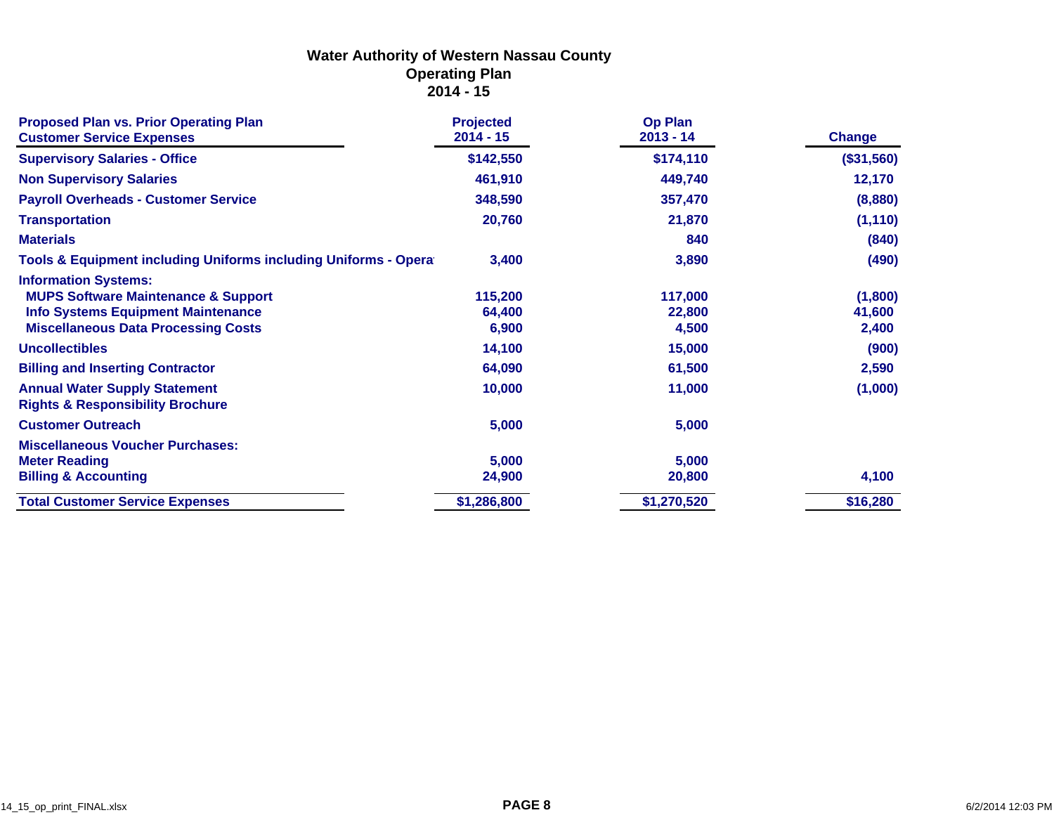# Water Authority of Western Nassau County
## Operating Plan
## 2014 - 15

| Proposed Plan vs. Prior Operating Plan Customer Service Expenses | Projected 2014 - 15 | Op Plan 2013 - 14 | Change |
|---|---|---|---|
| Supervisory Salaries - Office | $142,550 | $174,110 | ($31,560) |
| Non Supervisory Salaries | 461,910 | 449,740 | 12,170 |
| Payroll Overheads - Customer Service | 348,590 | 357,470 | (8,880) |
| Transportation | 20,760 | 21,870 | (1,110) |
| Materials | | 840 | (840) |
| Tools & Equipment including Uniforms including Uniforms - Opera | 3,400 | 3,890 | (490) |
| Information Systems: | | | |
| MUPS Software Maintenance & Support | 115,200 | 117,000 | (1,800) |
| Info Systems Equipment Maintenance | 64,400 | 22,800 | 41,600 |
| Miscellaneous Data Processing Costs | 6,900 | 4,500 | 2,400 |
| Uncollectibles | 14,100 | 15,000 | (900) |
| Billing and Inserting Contractor | 64,090 | 61,500 | 2,590 |
| Annual Water Supply Statement | 10,000 | 11,000 | (1,000) |
| Rights & Responsibility Brochure | | | |
| Customer Outreach | 5,000 | 5,000 | |
| Miscellaneous Voucher Purchases: | | | |
| Meter Reading | 5,000 | 5,000 | |
| Billing & Accounting | 24,900 | 20,800 | 4,100 |
| **Total Customer Service Expenses** | **$1,286,800** | **$1,270,520** | **$16,280** |

14_15_op_print_FINAL.xlsx

6/2/2014 12:03 PM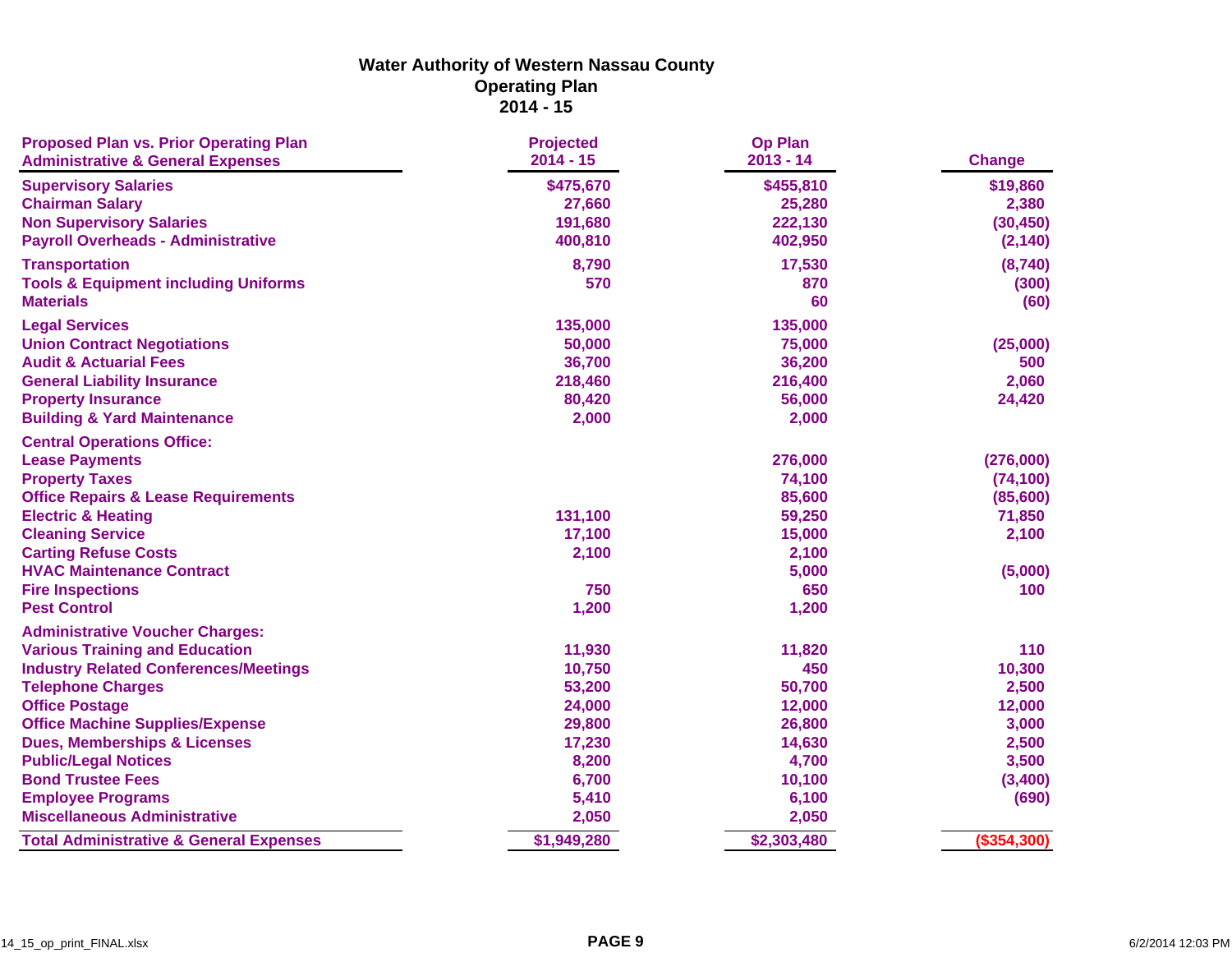# Water Authority of Western Nassau County
## Operating Plan
## 2014 - 15

| Proposed Plan vs. Prior Operating Plan<br>Administrative & General Expenses | Projected<br>2014 - 15 | Op Plan<br>2013 - 14 | Change |
|---|---|---|---|
| Supervisory Salaries | $475,670 | $455,810 | $19,860 |
| Chairman Salary | 27,660 | 25,280 | 2,380 |
| Non Supervisory Salaries | 191,680 | 222,130 | (30,450) |
| Payroll Overheads - Administrative | 400,810 | 402,950 | (2,140) |
| Transportation | 8,790 | 17,530 | (8,740) |
| Tools & Equipment including Uniforms | 570 | 870 | (300) |
| Materials | | 60 | (60) |
| Legal Services | 135,000 | 135,000 | |
| Union Contract Negotiations | 50,000 | 75,000 | (25,000) |
| Audit & Actuarial Fees | 36,700 | 36,200 | 500 |
| General Liability Insurance | 218,460 | 216,400 | 2,060 |
| Property Insurance | 80,420 | 56,000 | 24,420 |
| Building & Yard Maintenance | 2,000 | 2,000 | |
| Central Operations Office: | | | |
| Lease Payments | | 276,000 | (276,000) |
| Property Taxes | | 74,100 | (74,100) |
| Office Repairs & Lease Requirements | | 85,600 | (85,600) |
| Electric & Heating | 131,100 | 59,250 | 71,850 |
| Cleaning Service | 17,100 | 15,000 | 2,100 |
| Carting Refuse Costs | 2,100 | 2,100 | |
| HVAC Maintenance Contract | | 5,000 | (5,000) |
| Fire Inspections | 750 | 650 | 100 |
| Pest Control | 1,200 | 1,200 | |
| Administrative Voucher Charges: | | | |
| Various Training and Education | 11,930 | 11,820 | 110 |
| Industry Related Conferences/Meetings | 10,750 | 450 | 10,300 |
| Telephone Charges | 53,200 | 50,700 | 2,500 |
| Office Postage | 24,000 | 12,000 | 12,000 |
| Office Machine Supplies/Expense | 29,800 | 26,800 | 3,000 |
| Dues, Memberships & Licenses | 17,230 | 14,630 | 2,500 |
| Public/Legal Notices | 8,200 | 4,700 | 3,500 |
| Bond Trustee Fees | 6,700 | 10,100 | (3,400) |
| Employee Programs | 5,410 | 6,100 | (690) |
| Miscellaneous Administrative | 2,050 | 2,050 | |
| **Total Administrative & General Expenses** | **$1,949,280** | **$2,303,480** | **($354,300)** |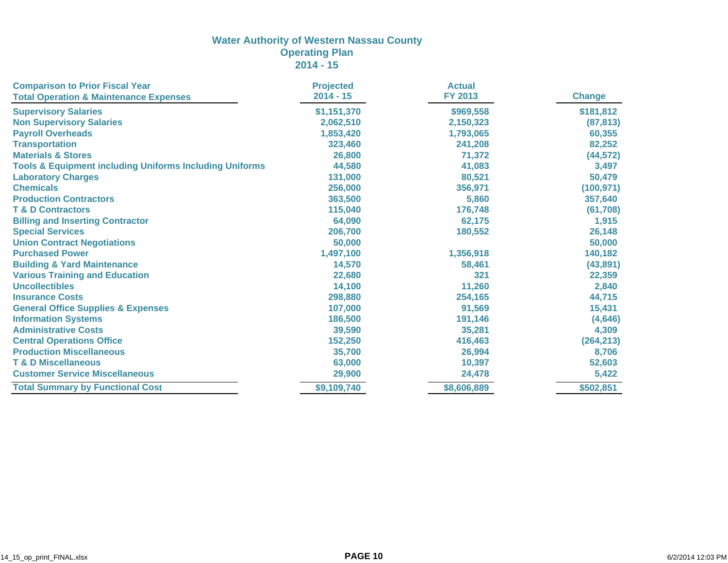# Water Authority of Western Nassau County
## Operating Plan
## 2014 - 15

| Comparison to Prior Fiscal Year<br>Total Operation & Maintenance Expenses | Projected<br>2014 - 15 | Actual<br>FY 2013 | Change |
|---|---|---|---|
| Supervisory Salaries | $1,151,370 | $969,558 | $181,812 |
| Non Supervisory Salaries | 2,062,510 | 2,150,323 | (87,813) |
| Payroll Overheads | 1,853,420 | 1,793,065 | 60,355 |
| Transportation | 323,460 | 241,208 | 82,252 |
| Materials & Stores | 26,800 | 71,372 | (44,572) |
| Tools & Equipment including Uniforms Including Uniforms | 44,580 | 41,083 | 3,497 |
| Laboratory Charges | 131,000 | 80,521 | 50,479 |
| Chemicals | 256,000 | 356,971 | (100,971) |
| Production Contractors | 363,500 | 5,860 | 357,640 |
| T & D Contractors | 115,040 | 176,748 | (61,708) |
| Billing and Inserting Contractor | 64,090 | 62,175 | 1,915 |
| Special Services | 206,700 | 180,552 | 26,148 |
| Union Contract Negotiations | 50,000 | | 50,000 |
| Purchased Power | 1,497,100 | 1,356,918 | 140,182 |
| Building & Yard Maintenance | 14,570 | 58,461 | (43,891) |
| Various Training and Education | 22,680 | 321 | 22,359 |
| Uncollectibles | 14,100 | 11,260 | 2,840 |
| Insurance Costs | 298,880 | 254,165 | 44,715 |
| General Office Supplies & Expenses | 107,000 | 91,569 | 15,431 |
| Information Systems | 186,500 | 191,146 | (4,646) |
| Administrative Costs | 39,590 | 35,281 | 4,309 |
| Central Operations Office | 152,250 | 416,463 | (264,213) |
| Production Miscellaneous | 35,700 | 26,994 | 8,706 |
| T & D Miscellaneous | 63,000 | 10,397 | 52,603 |
| Customer Service Miscellaneous | 29,900 | 24,478 | 5,422 |
| **Total Summary by Functional Cost** | **$9,109,740** | **$8,606,889** | **$502,851** |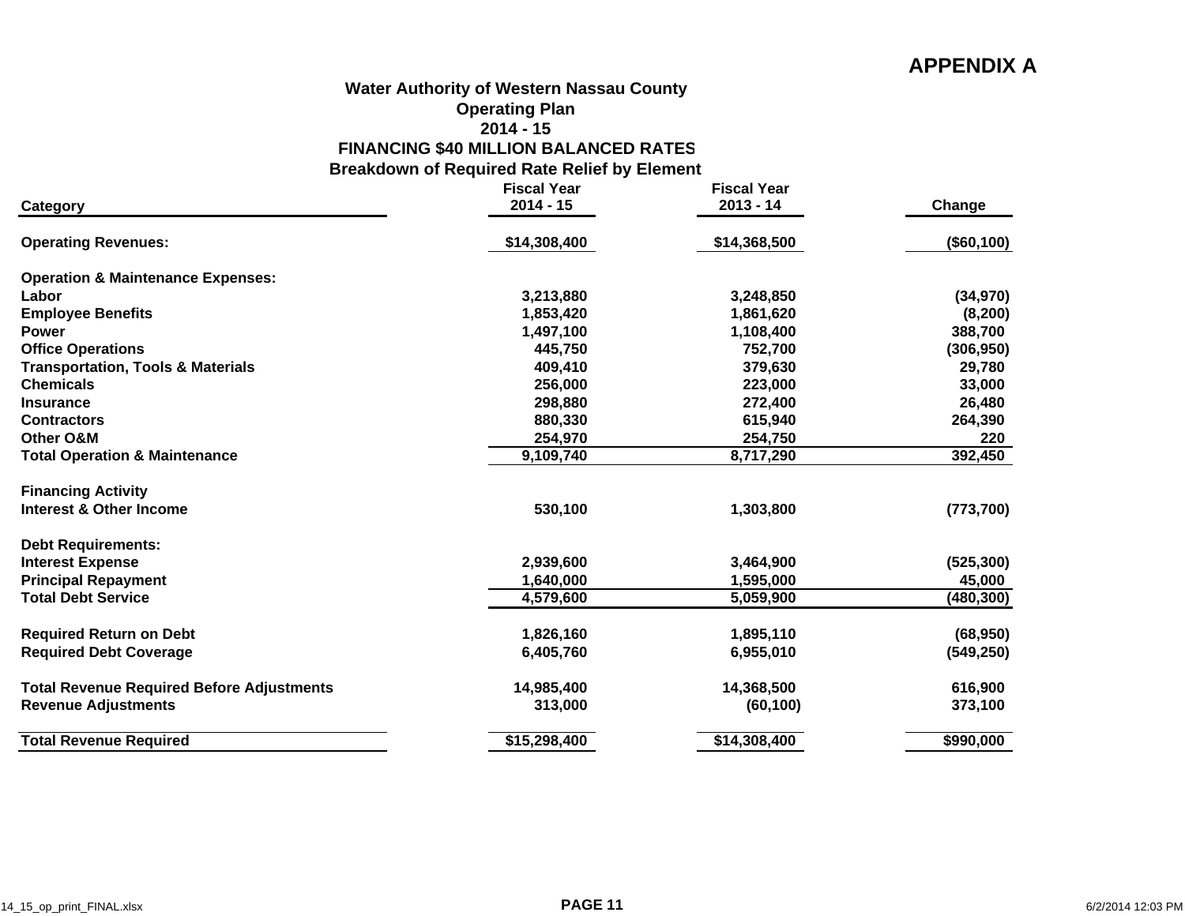**APPENDIX A**

## Water Authority of Western Nassau County
## Operating Plan
## 2014 - 15
## FINANCING $40 MILLION BALANCED RATES
## Breakdown of Required Rate Relief by Element

| Category | Fiscal Year 2014 - 15 | Fiscal Year 2013 - 14 | Change |
|---|---|---|---|
| **Operating Revenues:** | $14,308,400 | $14,368,500 | ($60,100) |
| **Operation & Maintenance Expenses:** | | | |
| Labor | 3,213,880 | 3,248,850 | (34,970) |
| Employee Benefits | 1,853,420 | 1,861,620 | (8,200) |
| Power | 1,497,100 | 1,108,400 | 388,700 |
| Office Operations | 445,750 | 752,700 | (306,950) |
| Transportation, Tools & Materials | 409,410 | 379,630 | 29,780 |
| Chemicals | 256,000 | 223,000 | 33,000 |
| Insurance | 298,880 | 272,400 | 26,480 |
| Contractors | 880,330 | 615,940 | 264,390 |
| Other O&M | 254,970 | 254,750 | 220 |
| **Total Operation & Maintenance** | 9,109,740 | 8,717,290 | 392,450 |
| **Financing Activity** | | | |
| Interest & Other Income | 530,100 | 1,303,800 | (773,700) |
| **Debt Requirements:** | | | |
| Interest Expense | 2,939,600 | 3,464,900 | (525,300) |
| Principal Repayment | 1,640,000 | 1,595,000 | 45,000 |
| **Total Debt Service** | 4,579,600 | 5,059,900 | (480,300) |
| Required Return on Debt | 1,826,160 | 1,895,110 | (68,950) |
| Required Debt Coverage | 6,405,760 | 6,955,010 | (549,250) |
| Total Revenue Required Before Adjustments | 14,985,400 | 14,368,500 | 616,900 |
| Revenue Adjustments | 313,000 | (60,100) | 373,100 |
| **Total Revenue Required** | $15,298,400 | $14,308,400 | $990,000 |

14_15_op_print_FINAL.xlsx 6/2/2014 12:03 PM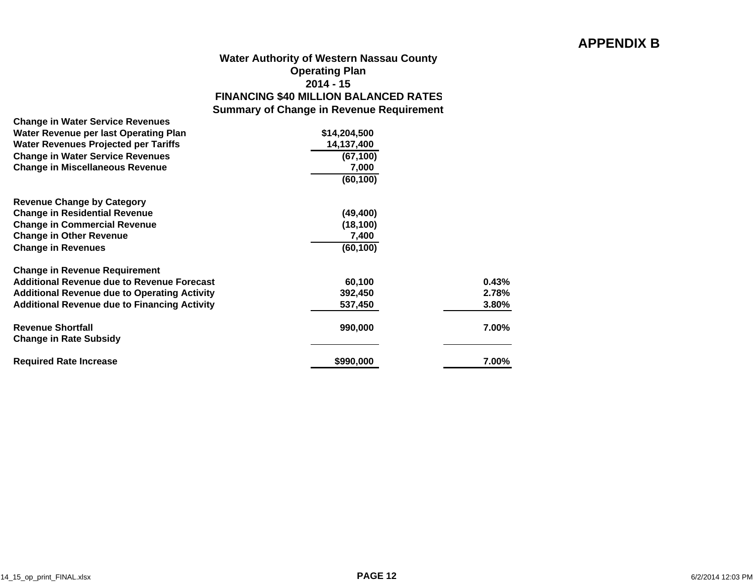# APPENDIX B

## Water Authority of Western Nassau County
## Operating Plan
## 2014 - 15
## FINANCING $40 MILLION BALANCED RATES
## Summary of Change in Revenue Requirement

| | | |
|---|---|---|
| **Change in Water Service Revenues** | | |
| **Water Revenue per last Operating Plan** | **$14,204,500** | |
| **Water Revenues Projected per Tariffs** | **14,137,400** | |
| **Change in Water Service Revenues** | **(67,100)** | |
| **Change in Miscellaneous Revenue** | **7,000** | |
| | **(60,100)** | |
| | | |
| **Revenue Change by Category** | | |
| **Change in Residential Revenue** | **(49,400)** | |
| **Change in Commercial Revenue** | **(18,100)** | |
| **Change in Other Revenue** | **7,400** | |
| **Change in Revenues** | **(60,100)** | |
| | | |
| **Change in Revenue Requirement** | | |
| **Additional Revenue due to Revenue Forecast** | **60,100** | **0.43%** |
| **Additional Revenue due to Operating Activity** | **392,450** | **2.78%** |
| **Additional Revenue due to Financing Activity** | **537,450** | **3.80%** |
| | | |
| **Revenue Shortfall** | **990,000** | **7.00%** |
| **Change in Rate Subsidy** | | |
| | | |
| **Required Rate Increase** | **$990,000** | **7.00%** |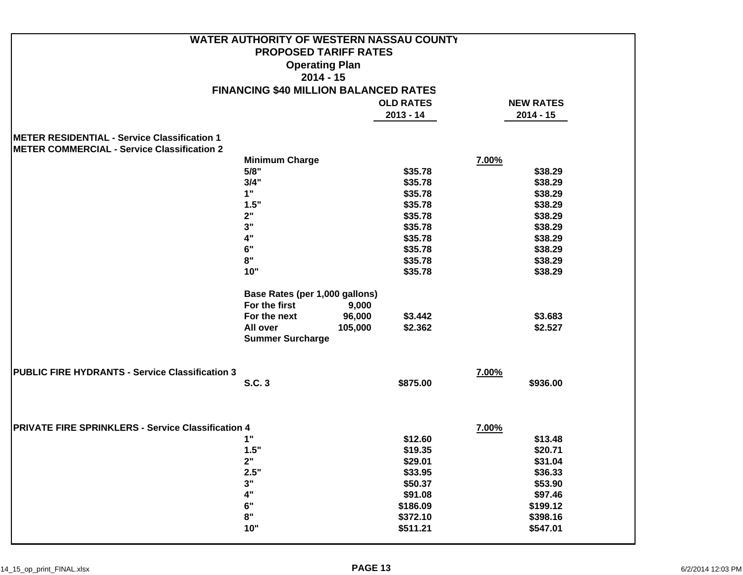# WATER AUTHORITY OF WESTERN NASSAU COUNTY

## PROPOSED TARIFF RATES

### Operating Plan

### 2014 - 15

### FINANCING $40 MILLION BALANCED RATES

| | | | OLD RATES 2013 - 14 | | NEW RATES 2014 - 15 |
|---|---|---|---|---|---|
| **METER RESIDENTIAL - Service Classification 1** | | | | | |
| **METER COMMERCIAL - Service Classification 2** | | | | | |
| | Minimum Charge | | | 7.00% | |
| | 5/8" | | $35.78 | | $38.29 |
| | 3/4" | | $35.78 | | $38.29 |
| | 1" | | $35.78 | | $38.29 |
| | 1.5" | | $35.78 | | $38.29 |
| | 2" | | $35.78 | | $38.29 |
| | 3" | | $35.78 | | $38.29 |
| | 4" | | $35.78 | | $38.29 |
| | 6" | | $35.78 | | $38.29 |
| | 8" | | $35.78 | | $38.29 |
| | 10" | | $35.78 | | $38.29 |
| | Base Rates (per 1,000 gallons) | | | | |
| | For the first | 9,000 | | | |
| | For the next | 96,000 | $3.442 | | $3.683 |
| | All over | 105,000 | $2.362 | | $2.527 |
| | Summer Surcharge | | | | |
| **PUBLIC FIRE HYDRANTS - Service Classification 3** | | | | 7.00% | |
| | S.C. 3 | | $875.00 | | $936.00 |
| **PRIVATE FIRE SPRINKLERS - Service Classification 4** | | | | 7.00% | |
| | 1" | | $12.60 | | $13.48 |
| | 1.5" | | $19.35 | | $20.71 |
| | 2" | | $29.01 | | $31.04 |
| | 2.5" | | $33.95 | | $36.33 |
| | 3" | | $50.37 | | $53.90 |
| | 4" | | $91.08 | | $97.46 |
| | 6" | | $186.09 | | $199.12 |
| | 8" | | $372.10 | | $398.16 |
| | 10" | | $511.21 | | $547.01 |